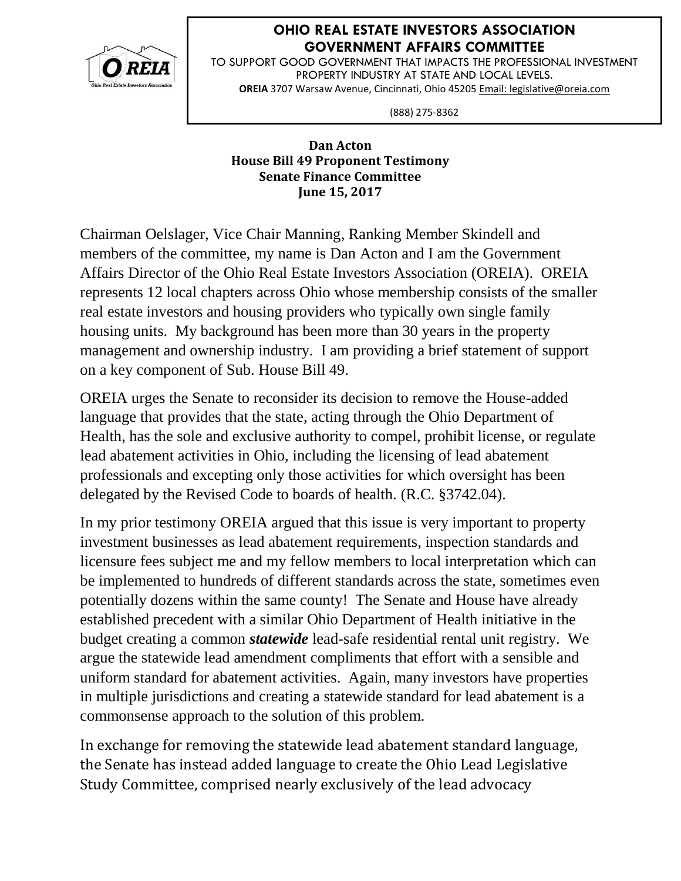**OHIO REAL ESTATE INVESTORS ASSOCIATION GOVERNMENT AFFAIRS COMMITTEE**

TO SUPPORT GOOD GOVERNMENT THAT IMPACTS THE PROFESSIONAL INVESTMENT PROPERTY INDUSTRY AT STATE AND LOCAL LEVELS.

**OREIA** 3707 Warsaw Avenue, Cincinnati, Ohio 45205 Email: legislative@oreia.com

(888) 275-8362

**Dan Acton**
**House Bill 49 Proponent Testimony**
**Senate Finance Committee**
**June 15, 2017**

Chairman Oelslager, Vice Chair Manning, Ranking Member Skindell and members of the committee, my name is Dan Acton and I am the Government Affairs Director of the Ohio Real Estate Investors Association (OREIA). OREIA represents 12 local chapters across Ohio whose membership consists of the smaller real estate investors and housing providers who typically own single family housing units. My background has been more than 30 years in the property management and ownership industry. I am providing a brief statement of support on a key component of Sub. House Bill 49.

OREIA urges the Senate to reconsider its decision to remove the House-added language that provides that the state, acting through the Ohio Department of Health, has the sole and exclusive authority to compel, prohibit license, or regulate lead abatement activities in Ohio, including the licensing of lead abatement professionals and excepting only those activities for which oversight has been delegated by the Revised Code to boards of health. (R.C. §3742.04).

In my prior testimony OREIA argued that this issue is very important to property investment businesses as lead abatement requirements, inspection standards and licensure fees subject me and my fellow members to local interpretation which can be implemented to hundreds of different standards across the state, sometimes even potentially dozens within the same county! The Senate and House have already established precedent with a similar Ohio Department of Health initiative in the budget creating a common ***statewide*** lead-safe residential rental unit registry. We argue the statewide lead amendment compliments that effort with a sensible and uniform standard for abatement activities. Again, many investors have properties in multiple jurisdictions and creating a statewide standard for lead abatement is a commonsense approach to the solution of this problem.

In exchange for removing the statewide lead abatement standard language, the Senate has instead added language to create the Ohio Lead Legislative Study Committee, comprised nearly exclusively of the lead advocacy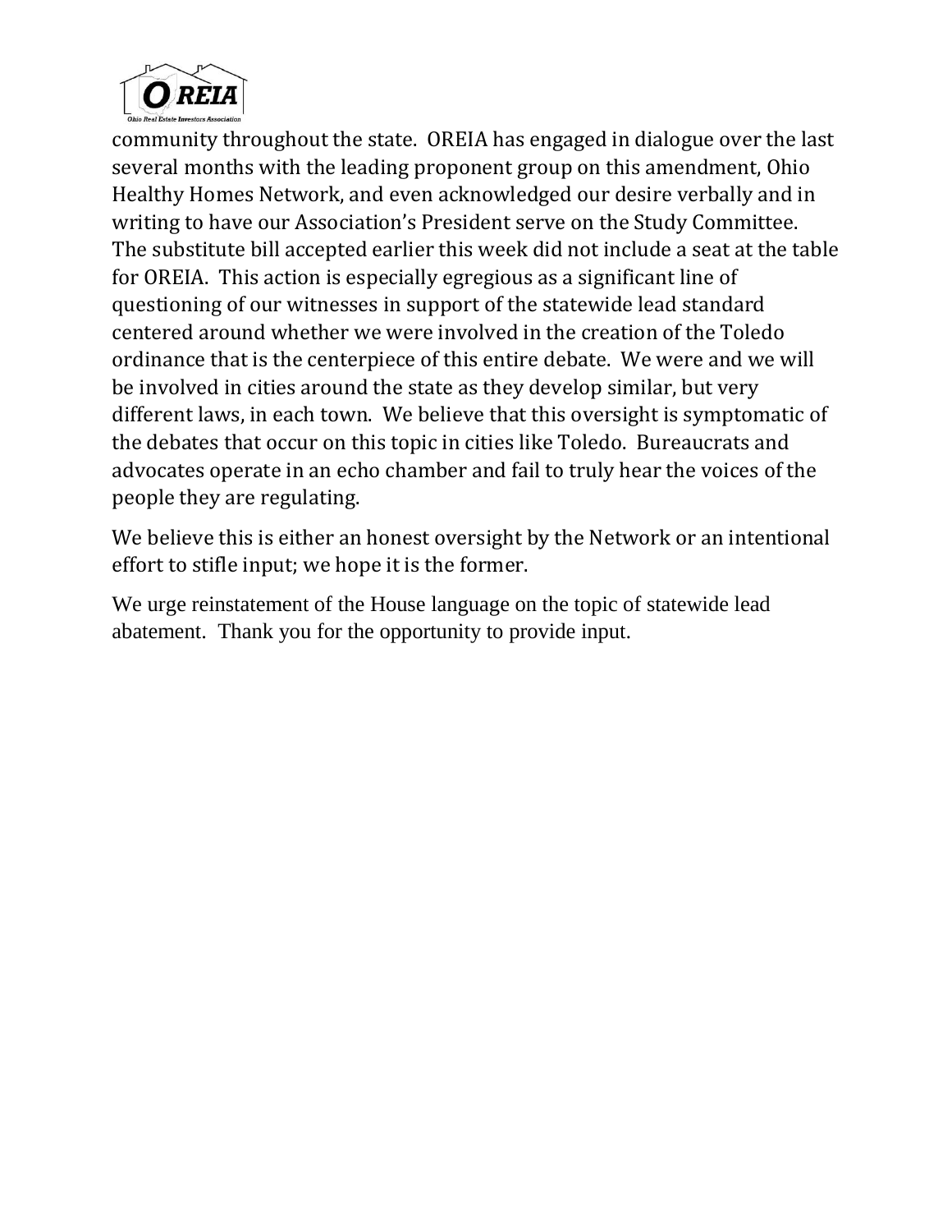community throughout the state. OREIA has engaged in dialogue over the last several months with the leading proponent group on this amendment, Ohio Healthy Homes Network, and even acknowledged our desire verbally and in writing to have our Association's President serve on the Study Committee. The substitute bill accepted earlier this week did not include a seat at the table for OREIA. This action is especially egregious as a significant line of questioning of our witnesses in support of the statewide lead standard centered around whether we were involved in the creation of the Toledo ordinance that is the centerpiece of this entire debate. We were and we will be involved in cities around the state as they develop similar, but very different laws, in each town. We believe that this oversight is symptomatic of the debates that occur on this topic in cities like Toledo. Bureaucrats and advocates operate in an echo chamber and fail to truly hear the voices of the people they are regulating.

We believe this is either an honest oversight by the Network or an intentional effort to stifle input; we hope it is the former.

We urge reinstatement of the House language on the topic of statewide lead abatement. Thank you for the opportunity to provide input.